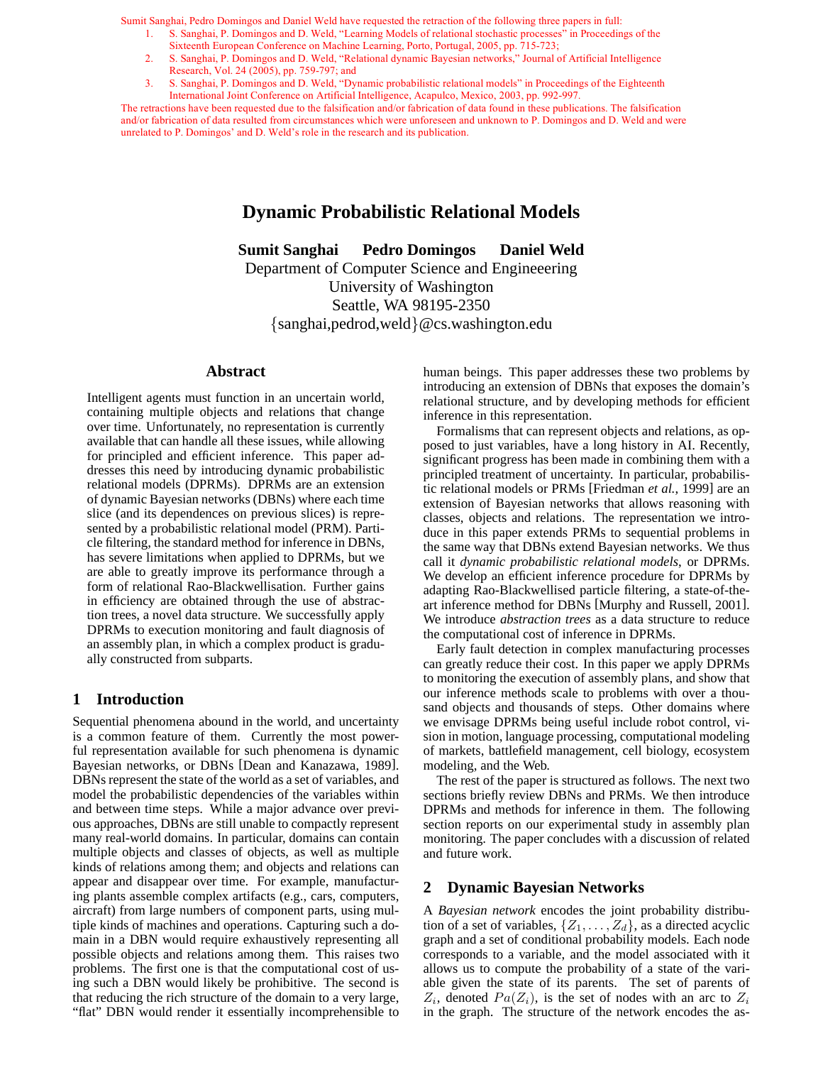Sumit Sanghai, Pedro Domingos and Daniel Weld have requested the retraction of the following three papers in full:

1. S. Sanghai, P. Domingos and D. Weld, "Learning Models of relational stochastic processes" in Proceedings of the Sixteenth European Conference on Machine Learning, Porto, Portugal, 2005, pp. 715-723;
2. S. Sanghai, P. Domingos and D. Weld, "Relational dynamic Bayesian networks," Journal of Artificial Intelligence Research, Vol. 24 (2005), pp. 759-797; and
3. S. Sanghai, P. Domingos and D. Weld, "Dynamic probabilistic relational models" in Proceedings of the Eighteenth International Joint Conference on Artificial Intelligence, Acapulco, Mexico, 2003, pp. 992-997.

The retractions have been requested due to the falsification and/or fabrication of data found in these publications. The falsification and/or fabrication of data resulted from circumstances which were unforeseen and unknown to P. Domingos and D. Weld and were unrelated to P. Domingos' and D. Weld's role in the research and its publication.

# Dynamic Probabilistic Relational Models

**Sumit Sanghai Pedro Domingos Daniel Weld**

Department of Computer Science and Engineeering
University of Washington
Seattle, WA 98195-2350
{sanghai,pedrod,weld}@cs.washington.edu

## Abstract

Intelligent agents must function in an uncertain world, containing multiple objects and relations that change over time. Unfortunately, no representation is currently available that can handle all these issues, while allowing for principled and efficient inference. This paper addresses this need by introducing dynamic probabilistic relational models (DPRMs). DPRMs are an extension of dynamic Bayesian networks (DBNs) where each time slice (and its dependences on previous slices) is represented by a probabilistic relational model (PRM). Particle filtering, the standard method for inference in DBNs, has severe limitations when applied to DPRMs, but we are able to greatly improve its performance through a form of relational Rao-Blackwellisation. Further gains in efficiency are obtained through the use of abstraction trees, a novel data structure. We successfully apply DPRMs to execution monitoring and fault diagnosis of an assembly plan, in which a complex product is gradually constructed from subparts.

## 1 Introduction

Sequential phenomena abound in the world, and uncertainty is a common feature of them. Currently the most powerful representation available for such phenomena is dynamic Bayesian networks, or DBNs [Dean and Kanazawa, 1989]. DBNs represent the state of the world as a set of variables, and model the probabilistic dependencies of the variables within and between time steps. While a major advance over previous approaches, DBNs are still unable to compactly represent many real-world domains. In particular, domains can contain multiple objects and classes of objects, as well as multiple kinds of relations among them; and objects and relations can appear and disappear over time. For example, manufacturing plants assemble complex artifacts (e.g., cars, computers, aircraft) from large numbers of component parts, using multiple kinds of machines and operations. Capturing such a domain in a DBN would require exhaustively representing all possible objects and relations among them. This raises two problems. The first one is that the computational cost of using such a DBN would likely be prohibitive. The second is that reducing the rich structure of the domain to a very large, "flat" DBN would render it essentially incomprehensible to human beings. This paper addresses these two problems by introducing an extension of DBNs that exposes the domain's relational structure, and by developing methods for efficient inference in this representation.

Formalisms that can represent objects and relations, as opposed to just variables, have a long history in AI. Recently, significant progress has been made in combining them with a principled treatment of uncertainty. In particular, probabilistic relational models or PRMs [Friedman *et al.*, 1999] are an extension of Bayesian networks that allows reasoning with classes, objects and relations. The representation we introduce in this paper extends PRMs to sequential problems in the same way that DBNs extend Bayesian networks. We thus call it *dynamic probabilistic relational models*, or DPRMs. We develop an efficient inference procedure for DPRMs by adapting Rao-Blackwellised particle filtering, a state-of-the-art inference method for DBNs [Murphy and Russell, 2001]. We introduce *abstraction trees* as a data structure to reduce the computational cost of inference in DPRMs.

Early fault detection in complex manufacturing processes can greatly reduce their cost. In this paper we apply DPRMs to monitoring the execution of assembly plans, and show that our inference methods scale to problems with over a thousand objects and thousands of steps. Other domains where we envisage DPRMs being useful include robot control, vision in motion, language processing, computational modeling of markets, battlefield management, cell biology, ecosystem modeling, and the Web.

The rest of the paper is structured as follows. The next two sections briefly review DBNs and PRMs. We then introduce DPRMs and methods for inference in them. The following section reports on our experimental study in assembly plan monitoring. The paper concludes with a discussion of related and future work.

## 2 Dynamic Bayesian Networks

A *Bayesian network* encodes the joint probability distribution of a set of variables, $\{Z_1, \ldots, Z_d\}$, as a directed acyclic graph and a set of conditional probability models. Each node corresponds to a variable, and the model associated with it allows us to compute the probability of a state of the variable given the state of its parents. The set of parents of $Z_i$, denoted $Pa(Z_i)$, is the set of nodes with an arc to $Z_i$ in the graph. The structure of the network encodes the as-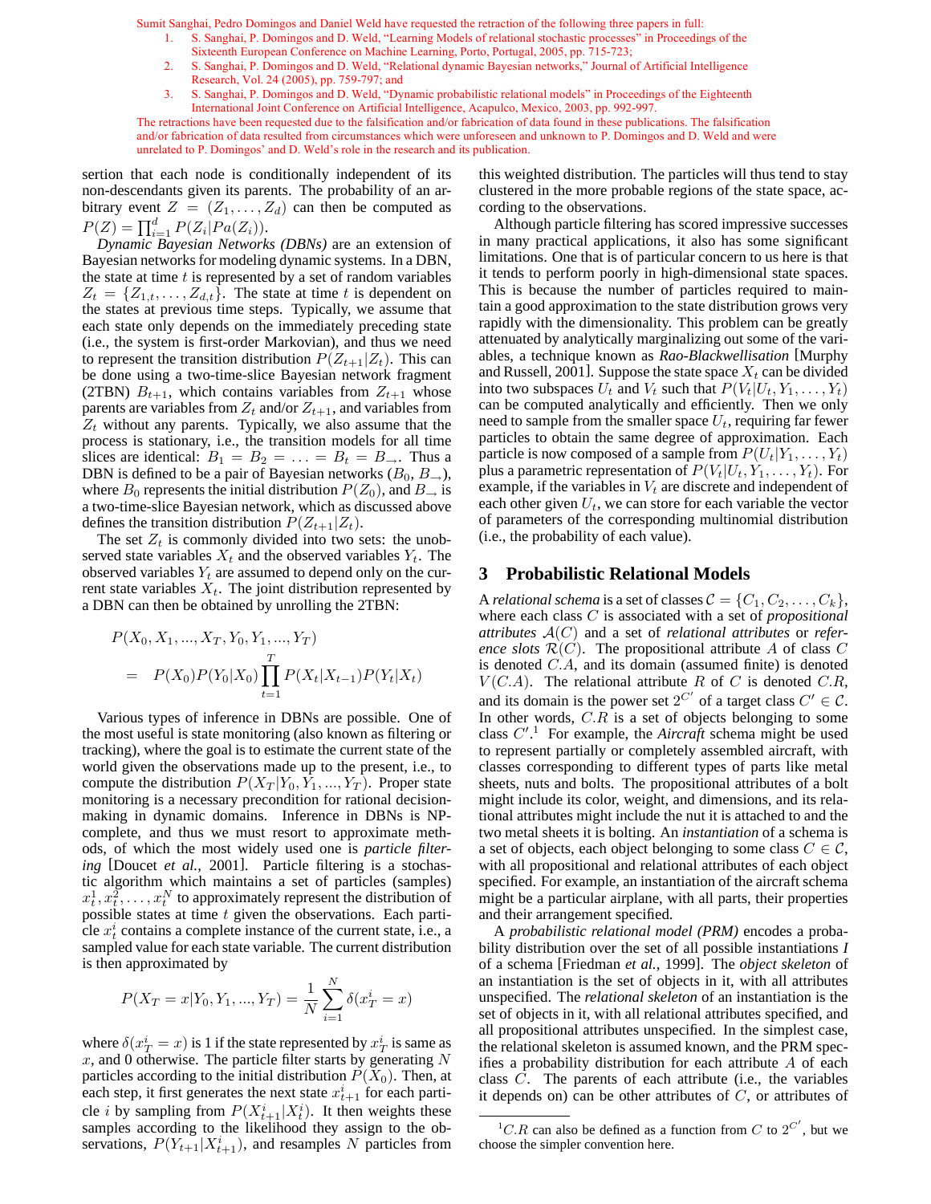Sumit Sanghai, Pedro Domingos and Daniel Weld have requested the retraction of the following three papers in full:

1. S. Sanghai, P. Domingos and D. Weld, "Learning Models of relational stochastic processes" in Proceedings of the Sixteenth European Conference on Machine Learning, Porto, Portugal, 2005, pp. 715-723;
2. S. Sanghai, P. Domingos and D. Weld, "Relational dynamic Bayesian networks," Journal of Artificial Intelligence Research, Vol. 24 (2005), pp. 759-797; and
3. S. Sanghai, P. Domingos and D. Weld, "Dynamic probabilistic relational models" in Proceedings of the Eighteenth International Joint Conference on Artificial Intelligence, Acapulco, Mexico, 2003, pp. 992-997.

The retractions have been requested due to the falsification and/or fabrication of data found in these publications. The falsification and/or fabrication of data resulted from circumstances which were unforeseen and unknown to P. Domingos and D. Weld and were unrelated to P. Domingos' and D. Weld's role in the research and its publication.

sertion that each node is conditionally independent of its non-descendants given its parents. The probability of an arbitrary event $Z = (Z_1, \ldots, Z_d)$ can then be computed as $P(Z) = \prod_{i=1}^{d} P(Z_i|Pa(Z_i))$.

*Dynamic Bayesian Networks (DBNs)* are an extension of Bayesian networks for modeling dynamic systems. In a DBN, the state at time $t$ is represented by a set of random variables $Z_t = \{Z_{1,t}, \ldots, Z_{d,t}\}$. The state at time $t$ is dependent on the states at previous time steps. Typically, we assume that each state only depends on the immediately preceding state (i.e., the system is first-order Markovian), and thus we need to represent the transition distribution $P(Z_{t+1}|Z_t)$. This can be done using a two-time-slice Bayesian network fragment (2TBN) $B_{t+1}$, which contains variables from $Z_{t+1}$ whose parents are variables from $Z_t$ and/or $Z_{t+1}$, and variables from $Z_t$ without any parents. Typically, we also assume that the process is stationary, i.e., the transition models for all time slices are identical: $B_1 = B_2 = \ldots = B_t = B_{\rightarrow}$. Thus a DBN is defined to be a pair of Bayesian networks $(B_0, B_{\rightarrow})$, where $B_0$ represents the initial distribution $P(Z_0)$, and $B_{\rightarrow}$ is a two-time-slice Bayesian network, which as discussed above defines the transition distribution $P(Z_{t+1}|Z_t)$.

The set $Z_t$ is commonly divided into two sets: the unobserved state variables $X_t$ and the observed variables $Y_t$. The observed variables $Y_t$ are assumed to depend only on the current state variables $X_t$. The joint distribution represented by a DBN can then be obtained by unrolling the 2TBN:

$$\begin{aligned} & P(X_0, X_1, ..., X_T, Y_0, Y_1, ..., Y_T) \\ = \quad & P(X_0)P(Y_0|X_0) \prod_{t=1}^{T} P(X_t|X_{t-1})P(Y_t|X_t) \end{aligned}$$

Various types of inference in DBNs are possible. One of the most useful is state monitoring (also known as filtering or tracking), where the goal is to estimate the current state of the world given the observations made up to the present, i.e., to compute the distribution $P(X_T|Y_0, Y_1, ..., Y_T)$. Proper state monitoring is a necessary precondition for rational decision-making in dynamic domains. Inference in DBNs is NP-complete, and thus we must resort to approximate methods, of which the most widely used one is *particle filtering* [Doucet *et al.*, 2001]. Particle filtering is a stochastic algorithm which maintains a set of particles (samples) $x_t^1, x_t^2, \ldots, x_t^N$ to approximately represent the distribution of possible states at time $t$ given the observations. Each particle $x_t^i$ contains a complete instance of the current state, i.e., a sampled value for each state variable. The current distribution is then approximated by

$$P(X_T = x|Y_0, Y_1, ..., Y_T) = \frac{1}{N} \sum_{i=1}^{N} \delta(x_T^i = x)$$

where $\delta(x_T^i = x)$ is 1 if the state represented by $x_T^i$ is same as $x$, and 0 otherwise. The particle filter starts by generating $N$ particles according to the initial distribution $P(X_0)$. Then, at each step, it first generates the next state $x_{t+1}^i$ for each particle $i$ by sampling from $P(X_{t+1}^i|X_t^i)$. It then weights these samples according to the likelihood they assign to the observations, $P(Y_{t+1}|X_{t+1}^i)$, and resamples $N$ particles from this weighted distribution. The particles will thus tend to stay clustered in the more probable regions of the state space, according to the observations.

Although particle filtering has scored impressive successes in many practical applications, it also has some significant limitations. One that is of particular concern to us here is that it tends to perform poorly in high-dimensional state spaces. This is because the number of particles required to maintain a good approximation to the state distribution grows very rapidly with the dimensionality. This problem can be greatly attenuated by analytically marginalizing out some of the variables, a technique known as *Rao-Blackwellisation* [Murphy and Russell, 2001]. Suppose the state space $X_t$ can be divided into two subspaces $U_t$ and $V_t$ such that $P(V_t|U_t, Y_1, \ldots, Y_t)$ can be computed analytically and efficiently. Then we only need to sample from the smaller space $U_t$, requiring far fewer particles to obtain the same degree of approximation. Each particle is now composed of a sample from $P(U_t|Y_1, \ldots, Y_t)$ plus a parametric representation of $P(V_t|U_t, Y_1, \ldots, Y_t)$. For example, if the variables in $V_t$ are discrete and independent of each other given $U_t$, we can store for each variable the vector of parameters of the corresponding multinomial distribution (i.e., the probability of each value).

## 3 Probabilistic Relational Models

A *relational schema* is a set of classes $\mathcal{C} = \{C_1, C_2, \ldots, C_k\}$, where each class $C$ is associated with a set of *propositional attributes* $\mathcal{A}(C)$ and a set of *relational attributes* or *reference slots* $\mathcal{R}(C)$. The propositional attribute $A$ of class $C$ is denoted $C.A$, and its domain (assumed finite) is denoted $V(C.A)$. The relational attribute $R$ of $C$ is denoted $C.R$, and its domain is the power set $2^{C'}$ of a target class $C' \in \mathcal{C}$. In other words, $C.R$ is a set of objects belonging to some class $C'$.[1] For example, the *Aircraft* schema might be used to represent partially or completely assembled aircraft, with classes corresponding to different types of parts like metal sheets, nuts and bolts. The propositional attributes of a bolt might include its color, weight, and dimensions, and its relational attributes might include the nut it is attached to and the two metal sheets it is bolting. An *instantiation* of a schema is a set of objects, each object belonging to some class $C \in \mathcal{C}$, with all propositional and relational attributes of each object specified. For example, an instantiation of the aircraft schema might be a particular airplane, with all parts, their properties and their arrangement specified.

A *probabilistic relational model (PRM)* encodes a probability distribution over the set of all possible instantiations $I$ of a schema [Friedman *et al.*, 1999]. The *object skeleton* of an instantiation is the set of objects in it, with all attributes unspecified. The *relational skeleton* of an instantiation is the set of objects in it, with all relational attributes specified, and all propositional attributes unspecified. In the simplest case, the relational skeleton is assumed known, and the PRM specifies a probability distribution for each attribute $A$ of each class $C$. The parents of each attribute (i.e., the variables it depends on) can be other attributes of $C$, or attributes of

[1] $C.R$ can also be defined as a function from $C$ to $2^{C'}$, but we choose the simpler convention here.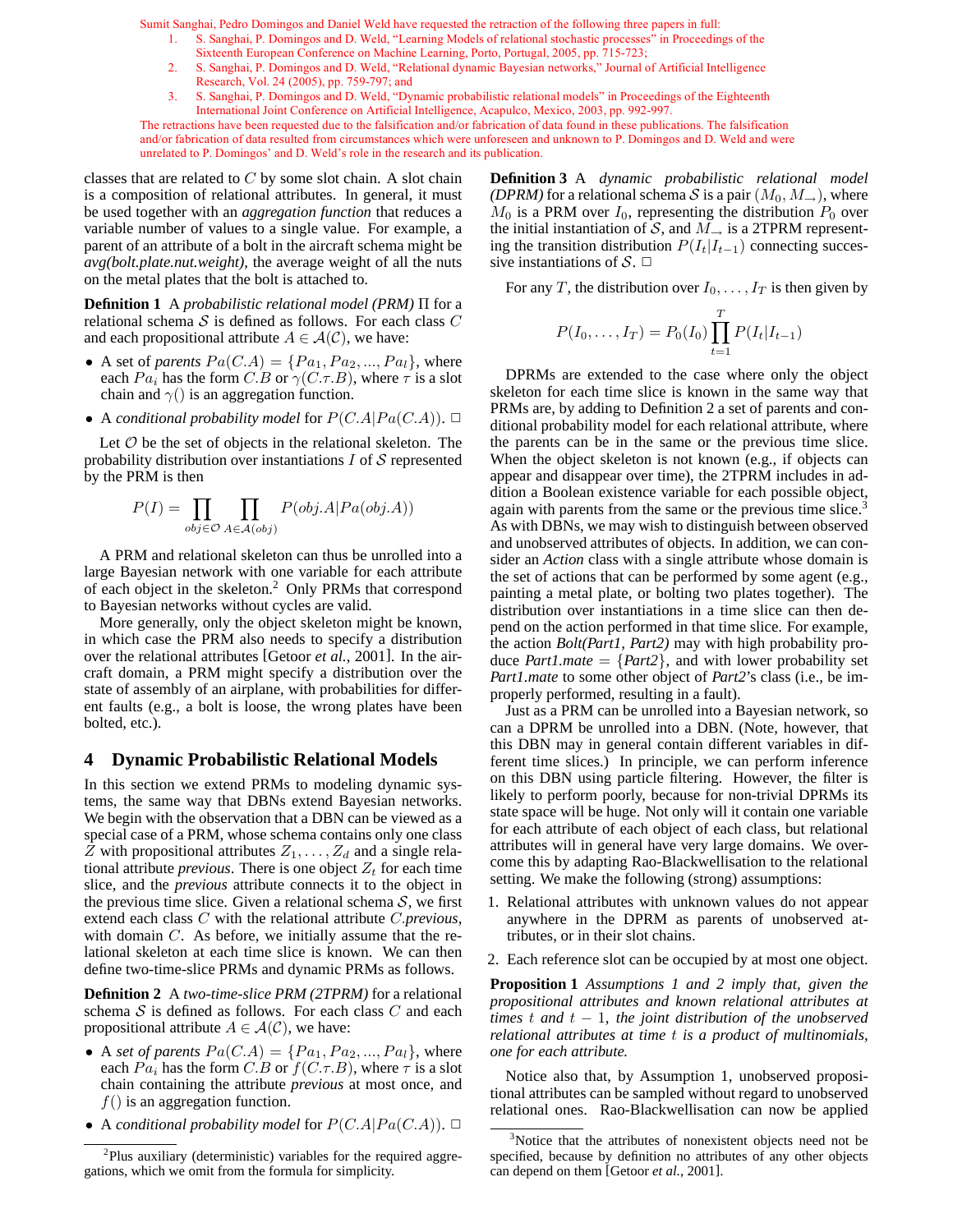Sumit Sanghai, Pedro Domingos and Daniel Weld have requested the retraction of the following three papers in full:

1. S. Sanghai, P. Domingos and D. Weld, "Learning Models of relational stochastic processes" in Proceedings of the Sixteenth European Conference on Machine Learning, Porto, Portugal, 2005, pp. 715-723;
2. S. Sanghai, P. Domingos and D. Weld, "Relational dynamic Bayesian networks," Journal of Artificial Intelligence Research, Vol. 24 (2005), pp. 759-797; and
3. S. Sanghai, P. Domingos and D. Weld, "Dynamic probabilistic relational models" in Proceedings of the Eighteenth International Joint Conference on Artificial Intelligence, Acapulco, Mexico, 2003, pp. 992-997.

The retractions have been requested due to the falsification and/or fabrication of data found in these publications. The falsification and/or fabrication of data resulted from circumstances which were unforeseen and unknown to P. Domingos and D. Weld and were unrelated to P. Domingos' and D. Weld's role in the research and its publication.

classes that are related to $C$ by some slot chain. A slot chain is a composition of relational attributes. In general, it must be used together with an *aggregation function* that reduces a variable number of values to a single value. For example, a parent of an attribute of a bolt in the aircraft schema might be *avg(bolt.plate.nut.weight)*, the average weight of all the nuts on the metal plates that the bolt is attached to.

**Definition 1** A *probabilistic relational model (PRM)* $\Pi$ for a relational schema $\mathcal{S}$ is defined as follows. For each class $C$ and each propositional attribute $A \in \mathcal{A}(\mathcal{C})$, we have:

- A set of *parents* $Pa(C.A) = \{Pa_1, Pa_2, ..., Pa_l\}$, where each $Pa_i$ has the form $C.B$ or $\gamma(C.\tau.B)$, where $\tau$ is a slot chain and $\gamma()$ is an aggregation function.
- A *conditional probability model* for $P(C.A|Pa(C.A))$. □

Let $\mathcal{O}$ be the set of objects in the relational skeleton. The probability distribution over instantiations $I$ of $\mathcal{S}$ represented by the PRM is then

$$P(I) = \prod_{obj \in \mathcal{O}} \prod_{A \in \mathcal{A}(obj)} P(obj.A|Pa(obj.A))$$

A PRM and relational skeleton can thus be unrolled into a large Bayesian network with one variable for each attribute of each object in the skeleton.[2] Only PRMs that correspond to Bayesian networks without cycles are valid.

More generally, only the object skeleton might be known, in which case the PRM also needs to specify a distribution over the relational attributes [Getoor *et al.*, 2001]. In the aircraft domain, a PRM might specify a distribution over the state of assembly of an airplane, with probabilities for different faults (e.g., a bolt is loose, the wrong plates have been bolted, etc.).

## 4 Dynamic Probabilistic Relational Models

In this section we extend PRMs to modeling dynamic systems, the same way that DBNs extend Bayesian networks. We begin with the observation that a DBN can be viewed as a special case of a PRM, whose schema contains only one class $Z$ with propositional attributes $Z_1, \ldots, Z_d$ and a single relational attribute *previous*. There is one object $Z_t$ for each time slice, and the *previous* attribute connects it to the object in the previous time slice. Given a relational schema $\mathcal{S}$, we first extend each class $C$ with the relational attribute $C$.*previous*, with domain $C$. As before, we initially assume that the relational skeleton at each time slice is known. We can then define two-time-slice PRMs and dynamic PRMs as follows.

**Definition 2** A *two-time-slice PRM (2TPRM)* for a relational schema $\mathcal{S}$ is defined as follows. For each class $C$ and each propositional attribute $A \in \mathcal{A}(\mathcal{C})$, we have:

- A *set of parents* $Pa(C.A) = \{Pa_1, Pa_2, ..., Pa_l\}$, where each $Pa_i$ has the form $C.B$ or $f(C.\tau.B)$, where $\tau$ is a slot chain containing the attribute *previous* at most once, and $f()$ is an aggregation function.
- A *conditional probability model* for $P(C.A|Pa(C.A))$. □

**Definition 3** A *dynamic probabilistic relational model (DPRM)* for a relational schema $\mathcal{S}$ is a pair $(M_0, M_\rightarrow)$, where $M_0$ is a PRM over $I_0$, representing the distribution $P_0$ over the initial instantiation of $\mathcal{S}$, and $M_\rightarrow$ is a 2TPRM representing the transition distribution $P(I_t|I_{t-1})$ connecting successive instantiations of $\mathcal{S}$. □

For any $T$, the distribution over $I_0, \ldots, I_T$ is then given by

$$P(I_0, \ldots, I_T) = P_0(I_0) \prod_{t=1}^{T} P(I_t|I_{t-1})$$

DPRMs are extended to the case where only the object skeleton for each time slice is known in the same way that PRMs are, by adding to Definition 2 a set of parents and conditional probability model for each relational attribute, where the parents can be in the same or the previous time slice. When the object skeleton is not known (e.g., if objects can appear and disappear over time), the 2TPRM includes in addition a Boolean existence variable for each possible object, again with parents from the same or the previous time slice.[3] As with DBNs, we may wish to distinguish between observed and unobserved attributes of objects. In addition, we can consider an *Action* class with a single attribute whose domain is the set of actions that can be performed by some agent (e.g., painting a metal plate, or bolting two plates together). The distribution over instantiations in a time slice can then depend on the action performed in that time slice. For example, the action *Bolt(Part1, Part2)* may with high probability produce *Part1.mate* $= \{$*Part2*$\}$, and with lower probability set *Part1.mate* to some other object of *Part2*'s class (i.e., be improperly performed, resulting in a fault).

Just as a PRM can be unrolled into a Bayesian network, so can a DPRM be unrolled into a DBN. (Note, however, that this DBN may in general contain different variables in different time slices.) In principle, we can perform inference on this DBN using particle filtering. However, the filter is likely to perform poorly, because for non-trivial DPRMs its state space will be huge. Not only will it contain one variable for each attribute of each object of each class, but relational attributes will in general have very large domains. We overcome this by adapting Rao-Blackwellisation to the relational setting. We make the following (strong) assumptions:

1. Relational attributes with unknown values do not appear anywhere in the DPRM as parents of unobserved attributes, or in their slot chains.
2. Each reference slot can be occupied by at most one object.

**Proposition 1** *Assumptions 1 and 2 imply that, given the propositional attributes and known relational attributes at times $t$ and $t-1$, the joint distribution of the unobserved relational attributes at time $t$ is a product of multinomials, one for each attribute.*

Notice also that, by Assumption 1, unobserved propositional attributes can be sampled without regard to unobserved relational ones. Rao-Blackwellisation can now be applied

[2] Plus auxiliary (deterministic) variables for the required aggregations, which we omit from the formula for simplicity.

[3] Notice that the attributes of nonexistent objects need not be specified, because by definition no attributes of any other objects can depend on them [Getoor *et al.*, 2001].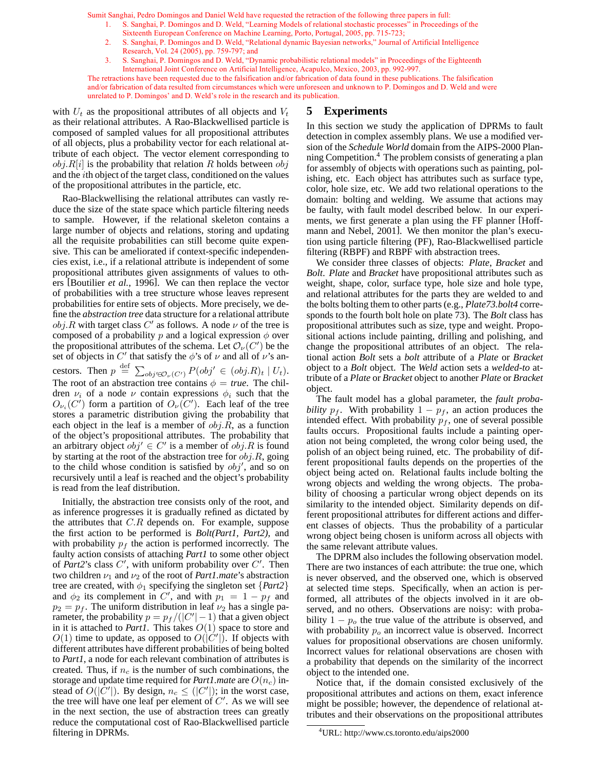Sumit Sanghai, Pedro Domingos and Daniel Weld have requested the retraction of the following three papers in full:

1. S. Sanghai, P. Domingos and D. Weld, "Learning Models of relational stochastic processes" in Proceedings of the Sixteenth European Conference on Machine Learning, Porto, Portugal, 2005, pp. 715-723;
2. S. Sanghai, P. Domingos and D. Weld, "Relational dynamic Bayesian networks," Journal of Artificial Intelligence Research, Vol. 24 (2005), pp. 759-797; and
3. S. Sanghai, P. Domingos and D. Weld, "Dynamic probabilistic relational models" in Proceedings of the Eighteenth International Joint Conference on Artificial Intelligence, Acapulco, Mexico, 2003, pp. 992-997.

The retractions have been requested due to the falsification and/or fabrication of data found in these publications. The falsification and/or fabrication of data resulted from circumstances which were unforeseen and unknown to P. Domingos and D. Weld and were unrelated to P. Domingos' and D. Weld's role in the research and its publication.

with $U_t$ as the propositional attributes of all objects and $V_t$ as their relational attributes. A Rao-Blackwellised particle is composed of sampled values for all propositional attributes of all objects, plus a probability vector for each relational attribute of each object. The vector element corresponding to $obj.R[i]$ is the probability that relation $R$ holds between $obj$ and the $i$th object of the target class, conditioned on the values of the propositional attributes in the particle, etc.

Rao-Blackwellising the relational attributes can vastly reduce the size of the state space which particle filtering needs to sample. However, if the relational skeleton contains a large number of objects and relations, storing and updating all the requisite probabilities can still become quite expensive. This can be ameliorated if context-specific independencies exist, i.e., if a relational attribute is independent of some propositional attributes given assignments of values to others [Boutilier *et al.*, 1996]. We can then replace the vector of probabilities with a tree structure whose leaves represent probabilities for entire sets of objects. More precisely, we define the *abstraction tree* data structure for a relational attribute $obj.R$ with target class $C'$ as follows. A node $\nu$ of the tree is composed of a probability $p$ and a logical expression $\phi$ over the propositional attributes of the schema. Let $\mathcal{O}_\nu(C')$ be the set of objects in $C'$ that satisfy the $\phi$'s of $\nu$ and all of $\nu$'s ancestors. Then $p \stackrel{\text{def}}{=} \sum_{obj' \in \mathcal{O}_\nu(C')} P(obj' \in (obj.R)_t \mid U_t)$. The root of an abstraction tree contains $\phi = \textit{true}$. The children $\nu_i$ of a node $\nu$ contain expressions $\phi_i$ such that the $O_{\nu_i}(C')$ form a partition of $O_\nu(C')$. Each leaf of the tree stores a parametric distribution giving the probability that each object in the leaf is a member of $obj.R$, as a function of the object's propositional attributes. The probability that an arbitrary object $obj' \in C'$ is a member of $obj.R$ is found by starting at the root of the abstraction tree for $obj.R$, going to the child whose condition is satisfied by $obj'$, and so on recursively until a leaf is reached and the object's probability is read from the leaf distribution.

Initially, the abstraction tree consists only of the root, and as inference progresses it is gradually refined as dictated by the attributes that $C.R$ depends on. For example, suppose the first action to be performed is ***Bolt(Part1, Part2)***, and with probability $p_f$ the action is performed incorrectly. The faulty action consists of attaching ***Part1*** to some other object of ***Part2***'s class $C'$, with uniform probability over $C'$. Then two children $\nu_1$ and $\nu_2$ of the root of ***Part1.mate***'s abstraction tree are created, with $\phi_1$ specifying the singleton set {***Part2***} and $\phi_2$ its complement in $C'$, and with $p_1 = 1 - p_f$ and $p_2 = p_f$. The uniform distribution in leaf $\nu_2$ has a single parameter, the probability $p = p_f/(|C'|-1)$ that a given object in it is attached to ***Part1***. This takes $O(1)$ space to store and $O(1)$ time to update, as opposed to $O(|C'|)$. If objects with different attributes have different probabilities of being bolted to ***Part1***, a node for each relevant combination of attributes is created. Thus, if $n_c$ is the number of such combinations, the storage and update time required for ***Part1.mate*** are $O(n_c)$ instead of $O(|C'|)$. By design, $n_c \leq (|C'|)$; in the worst case, the tree will have one leaf per element of $C'$. As we will see in the next section, the use of abstraction trees can greatly reduce the computational cost of Rao-Blackwellised particle filtering in DPRMs.

## 5 Experiments

In this section we study the application of DPRMs to fault detection in complex assembly plans. We use a modified version of the *Schedule World* domain from the AIPS-2000 Planning Competition.[4] The problem consists of generating a plan for assembly of objects with operations such as painting, polishing, etc. Each object has attributes such as surface type, color, hole size, etc. We add two relational operations to the domain: bolting and welding. We assume that actions may be faulty, with fault model described below. In our experiments, we first generate a plan using the FF planner [Hoffmann and Nebel, 2001]. We then monitor the plan's execution using particle filtering (PF), Rao-Blackwellised particle filtering (RBPF) and RBPF with abstraction trees.

We consider three classes of objects: *Plate*, *Bracket* and *Bolt*. *Plate* and *Bracket* have propositional attributes such as weight, shape, color, surface type, hole size and hole type, and relational attributes for the parts they are welded to and the bolts bolting them to other parts (e.g., *Plate73.bolt4* corresponds to the fourth bolt hole on plate 73). The *Bolt* class has propositional attributes such as size, type and weight. Propositional actions include painting, drilling and polishing, and change the propositional attributes of an object. The relational action *Bolt* sets a *bolt* attribute of a *Plate* or *Bracket* object to a *Bolt* object. The *Weld* action sets a *welded-to* attribute of a *Plate* or *Bracket* object to another *Plate* or *Bracket* object.

The fault model has a global parameter, the *fault probability* $p_f$. With probability $1 - p_f$, an action produces the intended effect. With probability $p_f$, one of several possible faults occurs. Propositional faults include a painting operation not being completed, the wrong color being used, the polish of an object being ruined, etc. The probability of different propositional faults depends on the properties of the object being acted on. Relational faults include bolting the wrong objects and welding the wrong objects. The probability of choosing a particular wrong object depends on its similarity to the intended object. Similarity depends on different propositional attributes for different actions and different classes of objects. Thus the probability of a particular wrong object being chosen is uniform across all objects with the same relevant attribute values.

The DPRM also includes the following observation model. There are two instances of each attribute: the true one, which is never observed, and the observed one, which is observed at selected time steps. Specifically, when an action is performed, all attributes of the objects involved in it are observed, and no others. Observations are noisy: with probability $1 - p_o$ the true value of the attribute is observed, and with probability $p_o$ an incorrect value is observed. Incorrect values for propositional observations are chosen uniformly. Incorrect values for relational observations are chosen with a probability that depends on the similarity of the incorrect object to the intended one.

Notice that, if the domain consisted exclusively of the propositional attributes and actions on them, exact inference might be possible; however, the dependence of relational attributes and their observations on the propositional attributes

[4] URL: http://www.cs.toronto.edu/aips2000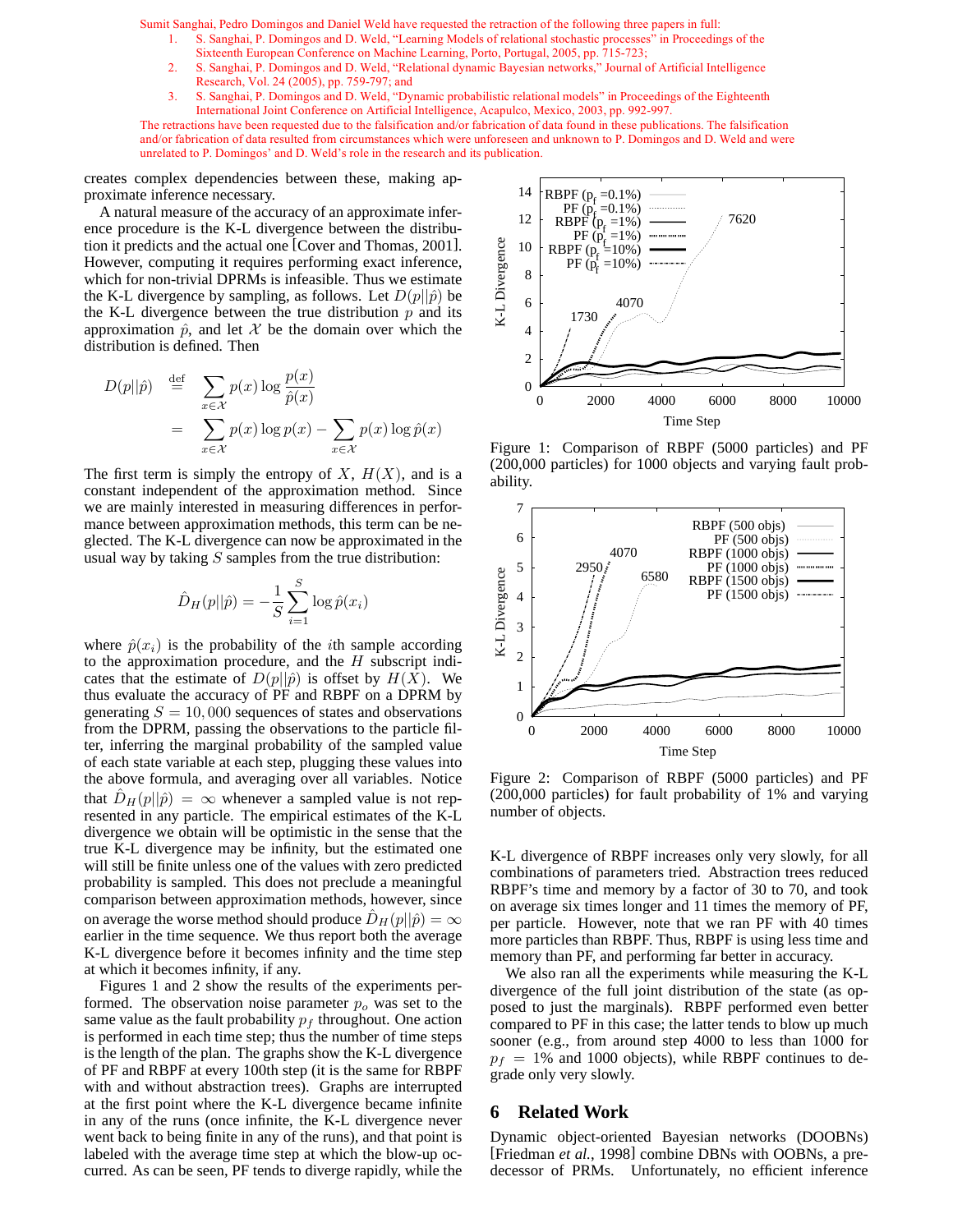Sumit Sanghai, Pedro Domingos and Daniel Weld have requested the retraction of the following three papers in full:

1. S. Sanghai, P. Domingos and D. Weld, "Learning Models of relational stochastic processes" in Proceedings of the Sixteenth European Conference on Machine Learning, Porto, Portugal, 2005, pp. 715-723;
2. S. Sanghai, P. Domingos and D. Weld, "Relational dynamic Bayesian networks," Journal of Artificial Intelligence Research, Vol. 24 (2005), pp. 759-797; and
3. S. Sanghai, P. Domingos and D. Weld, "Dynamic probabilistic relational models" in Proceedings of the Eighteenth International Joint Conference on Artificial Intelligence, Acapulco, Mexico, 2003, pp. 992-997.

The retractions have been requested due to the falsification and/or fabrication of data found in these publications. The falsification and/or fabrication of data resulted from circumstances which were unforeseen and unknown to P. Domingos and D. Weld and were unrelated to P. Domingos' and D. Weld's role in the research and its publication.

creates complex dependencies between these, making approximate inference necessary.

A natural measure of the accuracy of an approximate inference procedure is the K-L divergence between the distribution it predicts and the actual one [Cover and Thomas, 2001]. However, computing it requires performing exact inference, which for non-trivial DPRMs is infeasible. Thus we estimate the K-L divergence by sampling, as follows. Let $D(p||\hat{p})$ be the K-L divergence between the true distribution $p$ and its approximation $\hat{p}$, and let $\mathcal{X}$ be the domain over which the distribution is defined. Then

$$
\begin{aligned}
D(p||\hat{p}) &\stackrel{\text{def}}{=} \sum_{x \in \mathcal{X}} p(x) \log \frac{p(x)}{\hat{p}(x)} \\
&= \sum_{x \in \mathcal{X}} p(x) \log p(x) - \sum_{x \in \mathcal{X}} p(x) \log \hat{p}(x)
\end{aligned}
$$

The first term is simply the entropy of $X$, $H(X)$, and is a constant independent of the approximation method. Since we are mainly interested in measuring differences in performance between approximation methods, this term can be neglected. The K-L divergence can now be approximated in the usual way by taking $S$ samples from the true distribution:

$$
\hat{D}_H(p||\hat{p}) = -\frac{1}{S} \sum_{i=1}^{S} \log \hat{p}(x_i)
$$

where $\hat{p}(x_i)$ is the probability of the $i$th sample according to the approximation procedure, and the $H$ subscript indicates that the estimate of $D(p||\hat{p})$ is offset by $H(X)$. We thus evaluate the accuracy of PF and RBPF on a DPRM by generating $S = 10,000$ sequences of states and observations from the DPRM, passing the observations to the particle filter, inferring the marginal probability of the sampled value of each state variable at each step, plugging these values into the above formula, and averaging over all variables. Notice that $\hat{D}_H(p||\hat{p}) = \infty$ whenever a sampled value is not represented in any particle. The empirical estimates of the K-L divergence we obtain will be optimistic in the sense that the true K-L divergence may be infinity, but the estimated one will still be finite unless one of the values with zero predicted probability is sampled. This does not preclude a meaningful comparison between approximation methods, however, since on average the worse method should produce $\hat{D}_H(p||\hat{p}) = \infty$ earlier in the time sequence. We thus report both the average K-L divergence before it becomes infinity and the time step at which it becomes infinity, if any.

Figures 1 and 2 show the results of the experiments performed. The observation noise parameter $p_o$ was set to the same value as the fault probability $p_f$ throughout. One action is performed in each time step; thus the number of time steps is the length of the plan. The graphs show the K-L divergence of PF and RBPF at every 100th step (it is the same for RBPF with and without abstraction trees). Graphs are interrupted at the first point where the K-L divergence became infinite in any of the runs (once infinite, the K-L divergence never went back to being finite in any of the runs), and that point is labeled with the average time step at which the blow-up occurred. As can be seen, PF tends to diverge rapidly, while the

Figure 1: Comparison of RBPF (5000 particles) and PF (200,000 particles) for 1000 objects and varying fault probability.

Figure 2: Comparison of RBPF (5000 particles) and PF (200,000 particles) for fault probability of 1% and varying number of objects.

K-L divergence of RBPF increases only very slowly, for all combinations of parameters tried. Abstraction trees reduced RBPF's time and memory by a factor of 30 to 70, and took on average six times longer and 11 times the memory of PF, per particle. However, note that we ran PF with 40 times more particles than RBPF. Thus, RBPF is using less time and memory than PF, and performing far better in accuracy.

We also ran all the experiments while measuring the K-L divergence of the full joint distribution of the state (as opposed to just the marginals). RBPF performed even better compared to PF in this case; the latter tends to blow up much sooner (e.g., from around step 4000 to less than 1000 for $p_f = 1\%$ and 1000 objects), while RBPF continues to degrade only very slowly.

## 6 Related Work

Dynamic object-oriented Bayesian networks (DOOBNs) [Friedman *et al.*, 1998] combine DBNs with OOBNs, a predecessor of PRMs. Unfortunately, no efficient inference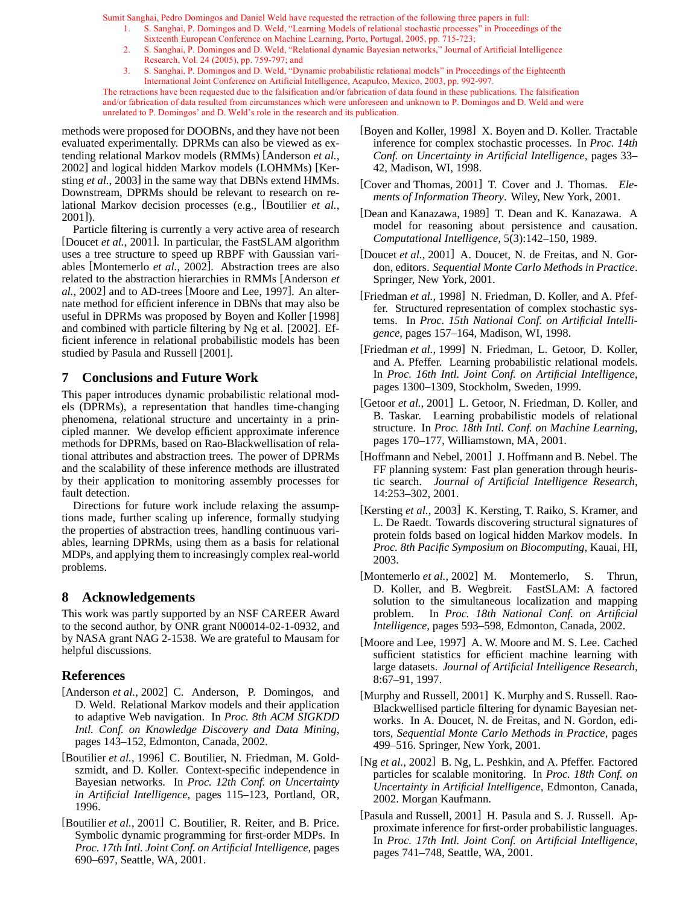Sumit Sanghai, Pedro Domingos and Daniel Weld have requested the retraction of the following three papers in full:

1. S. Sanghai, P. Domingos and D. Weld, "Learning Models of relational stochastic processes" in Proceedings of the Sixteenth European Conference on Machine Learning, Porto, Portugal, 2005, pp. 715-723;
2. S. Sanghai, P. Domingos and D. Weld, "Relational dynamic Bayesian networks," Journal of Artificial Intelligence Research, Vol. 24 (2005), pp. 759-797; and
3. S. Sanghai, P. Domingos and D. Weld, "Dynamic probabilistic relational models" in Proceedings of the Eighteenth International Joint Conference on Artificial Intelligence, Acapulco, Mexico, 2003, pp. 992-997.

The retractions have been requested due to the falsification and/or fabrication of data found in these publications. The falsification and/or fabrication of data resulted from circumstances which were unforeseen and unknown to P. Domingos and D. Weld and were unrelated to P. Domingos' and D. Weld's role in the research and its publication.

methods were proposed for DOOBNs, and they have not been evaluated experimentally. DPRMs can also be viewed as extending relational Markov models (RMMs) [Anderson *et al.*, 2002] and logical hidden Markov models (LOHMMs) [Kersting *et al.*, 2003] in the same way that DBNs extend HMMs. Downstream, DPRMs should be relevant to research on relational Markov decision processes (e.g., [Boutilier *et al.*, 2001]).

Particle filtering is currently a very active area of research [Doucet *et al.*, 2001]. In particular, the FastSLAM algorithm uses a tree structure to speed up RBPF with Gaussian variables [Montemerlo *et al.*, 2002]. Abstraction trees are also related to the abstraction hierarchies in RMMs [Anderson *et al.*, 2002] and to AD-trees [Moore and Lee, 1997]. An alternate method for efficient inference in DBNs that may also be useful in DPRMs was proposed by Boyen and Koller [1998] and combined with particle filtering by Ng et al. [2002]. Efficient inference in relational probabilistic models has been studied by Pasula and Russell [2001].

## 7 Conclusions and Future Work

This paper introduces dynamic probabilistic relational models (DPRMs), a representation that handles time-changing phenomena, relational structure and uncertainty in a principled manner. We develop efficient approximate inference methods for DPRMs, based on Rao-Blackwellisation of relational attributes and abstraction trees. The power of DPRMs and the scalability of these inference methods are illustrated by their application to monitoring assembly processes for fault detection.

Directions for future work include relaxing the assumptions made, further scaling up inference, formally studying the properties of abstraction trees, handling continuous variables, learning DPRMs, using them as a basis for relational MDPs, and applying them to increasingly complex real-world problems.

## 8 Acknowledgements

This work was partly supported by an NSF CAREER Award to the second author, by ONR grant N00014-02-1-0932, and by NASA grant NAG 2-1538. We are grateful to Mausam for helpful discussions.

## References

[Anderson *et al.*, 2002] C. Anderson, P. Domingos, and D. Weld. Relational Markov models and their application to adaptive Web navigation. In *Proc. 8th ACM SIGKDD Intl. Conf. on Knowledge Discovery and Data Mining*, pages 143–152, Edmonton, Canada, 2002.

[Boutilier *et al.*, 1996] C. Boutilier, N. Friedman, M. Goldszmidt, and D. Koller. Context-specific independence in Bayesian networks. In *Proc. 12th Conf. on Uncertainty in Artificial Intelligence*, pages 115–123, Portland, OR, 1996.

[Boutilier *et al.*, 2001] C. Boutilier, R. Reiter, and B. Price. Symbolic dynamic programming for first-order MDPs. In *Proc. 17th Intl. Joint Conf. on Artificial Intelligence*, pages 690–697, Seattle, WA, 2001.

[Boyen and Koller, 1998] X. Boyen and D. Koller. Tractable inference for complex stochastic processes. In *Proc. 14th Conf. on Uncertainty in Artificial Intelligence*, pages 33–42, Madison, WI, 1998.

[Cover and Thomas, 2001] T. Cover and J. Thomas. *Elements of Information Theory*. Wiley, New York, 2001.

[Dean and Kanazawa, 1989] T. Dean and K. Kanazawa. A model for reasoning about persistence and causation. *Computational Intelligence*, 5(3):142–150, 1989.

[Doucet *et al.*, 2001] A. Doucet, N. de Freitas, and N. Gordon, editors. *Sequential Monte Carlo Methods in Practice*. Springer, New York, 2001.

[Friedman *et al.*, 1998] N. Friedman, D. Koller, and A. Pfeffer. Structured representation of complex stochastic systems. In *Proc. 15th National Conf. on Artificial Intelligence*, pages 157–164, Madison, WI, 1998.

[Friedman *et al.*, 1999] N. Friedman, L. Getoor, D. Koller, and A. Pfeffer. Learning probabilistic relational models. In *Proc. 16th Intl. Joint Conf. on Artificial Intelligence*, pages 1300–1309, Stockholm, Sweden, 1999.

[Getoor *et al.*, 2001] L. Getoor, N. Friedman, D. Koller, and B. Taskar. Learning probabilistic models of relational structure. In *Proc. 18th Intl. Conf. on Machine Learning*, pages 170–177, Williamstown, MA, 2001.

[Hoffmann and Nebel, 2001] J. Hoffmann and B. Nebel. The FF planning system: Fast plan generation through heuristic search. *Journal of Artificial Intelligence Research*, 14:253–302, 2001.

[Kersting *et al.*, 2003] K. Kersting, T. Raiko, S. Kramer, and L. De Raedt. Towards discovering structural signatures of protein folds based on logical hidden Markov models. In *Proc. 8th Pacific Symposium on Biocomputing*, Kauai, HI, 2003.

[Montemerlo *et al.*, 2002] M. Montemerlo, S. Thrun, D. Koller, and B. Wegbreit. FastSLAM: A factored solution to the simultaneous localization and mapping problem. In *Proc. 18th National Conf. on Artificial Intelligence*, pages 593–598, Edmonton, Canada, 2002.

[Moore and Lee, 1997] A. W. Moore and M. S. Lee. Cached sufficient statistics for efficient machine learning with large datasets. *Journal of Artificial Intelligence Research*, 8:67–91, 1997.

[Murphy and Russell, 2001] K. Murphy and S. Russell. Rao-Blackwellised particle filtering for dynamic Bayesian networks. In A. Doucet, N. de Freitas, and N. Gordon, editors, *Sequential Monte Carlo Methods in Practice*, pages 499–516. Springer, New York, 2001.

[Ng *et al.*, 2002] B. Ng, L. Peshkin, and A. Pfeffer. Factored particles for scalable monitoring. In *Proc. 18th Conf. on Uncertainty in Artificial Intelligence*, Edmonton, Canada, 2002. Morgan Kaufmann.

[Pasula and Russell, 2001] H. Pasula and S. J. Russell. Approximate inference for first-order probabilistic languages. In *Proc. 17th Intl. Joint Conf. on Artificial Intelligence*, pages 741–748, Seattle, WA, 2001.